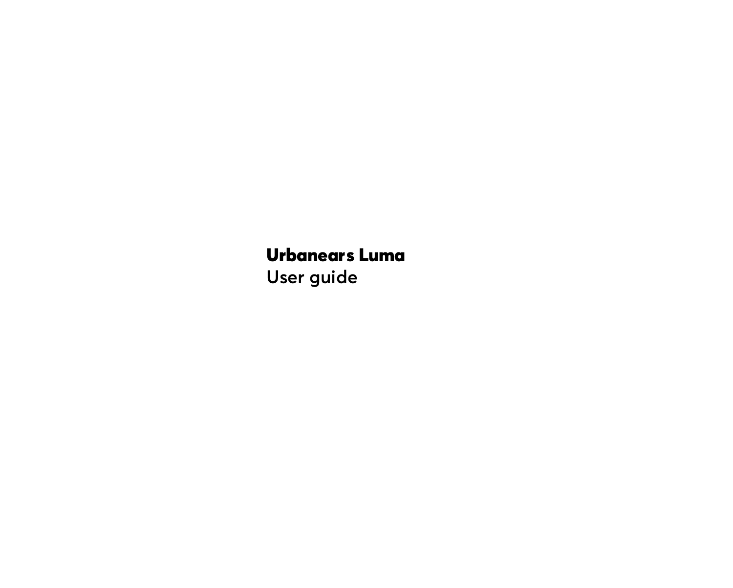# Urbanears Luma

User guide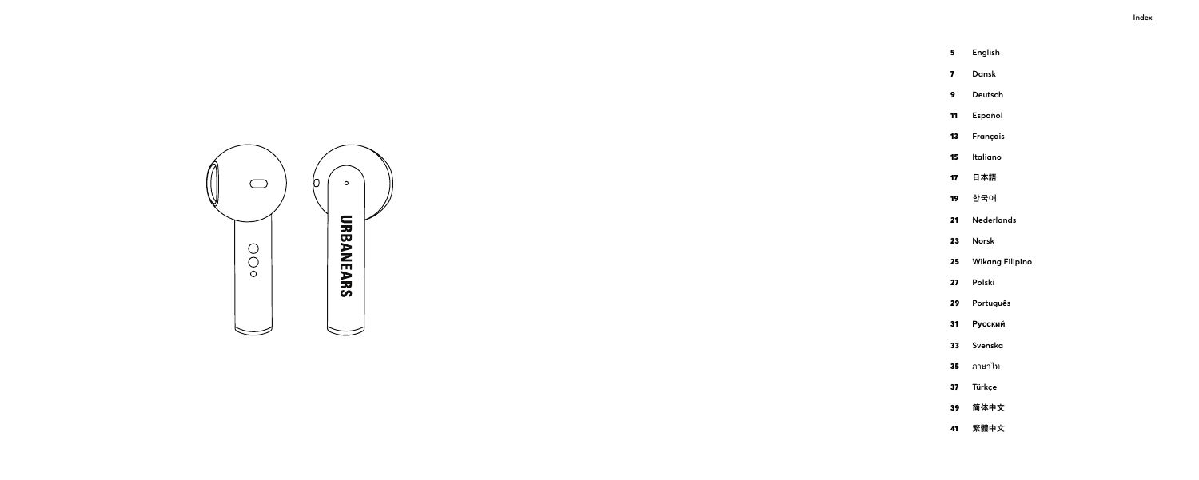# Index

| | |
|---|---|
| 5 | English |
| 7 | Dansk |
| 9 | Deutsch |
| 11 | Español |
| 13 | Français |
| 15 | Italiano |
| 17 | 日本語 |
| 19 | 한국어 |
| 21 | Nederlands |
| 23 | Norsk |
| 25 | Wikang Filipino |
| 27 | Polski |
| 29 | Português |
| 31 | Русский |
| 33 | Svenska |
| 35 | ภาษาไทย |
| 37 | Türkçe |
| 39 | 简体中文 |
| 41 | 繁體中文 |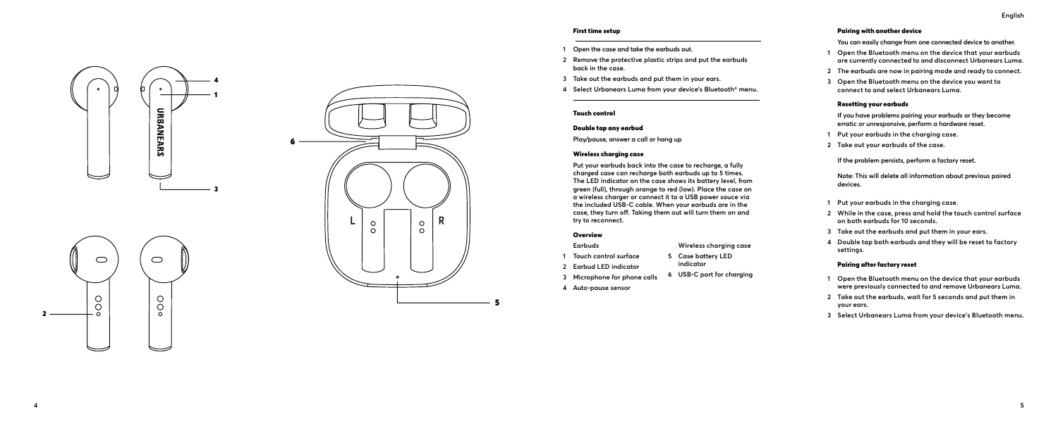## First time setup

1. Open the case and take the earbuds out.
2. Remove the protective plastic strips and put the earbuds back in the case.
3. Take out the earbuds and put them in your ears.
4. Select Urbanears Luma from your device's Bluetooth® menu.

## Touch control

### Double tap any earbud

Play/pause, answer a call or hang up

### Wireless charging case

Put your earbuds back into the case to recharge, a fully charged case can recharge both earbuds up to 5 times. The LED indicator on the case shows its battery level, from green (full), through orange to red (low). Place the case on a wireless charger or connect it to a USB power souce via the included USB-C cable. When your earbuds are in the case, they turn off. Taking them out will turn them on and try to reconnect.

### Overview

Earbuds

1. Touch control surface
2. Earbud LED indicator
3. Microphone for phone calls
4. Auto-pause sensor

Wireless charging case

5. Case battery LED indicator
6. USB-C port for charging

### Pairing with another device

You can easily change from one connected device to another.

1. Open the Bluetooth menu on the device that your earbuds are currently connected to and disconnect Urbanears Luma.
2. The earbuds are now in pairing mode and ready to connect.
3. Open the Bluetooth menu on the device you want to connect to and select Urbanears Luma.

### Resetting your earbuds

If you have problems pairing your earbuds or they become erratic or unresponsive, perform a hardware reset.

1. Put your earbuds in the charging case.
2. Take out your earbuds of the case.

If the problem persists, perform a factory reset.

Note: This will delete all information about previous paired devices.

1. Put your earbuds in the charging case.
2. While in the case, press and hold the touch control surface on both earbuds for 10 seconds.
3. Take out the earbuds and put them in your ears.
4. Double tap both earbuds and they will be reset to factory settings.

### Pairing after factory reset

1. Open the Bluetooth menu on the device that your earbuds were previously connected to and remove Urbanears Luma.
2. Take out the earbuds, wait for 5 seconds and put them in your ears.
3. Select Urbanears Luma from your device's Bluetooth menu.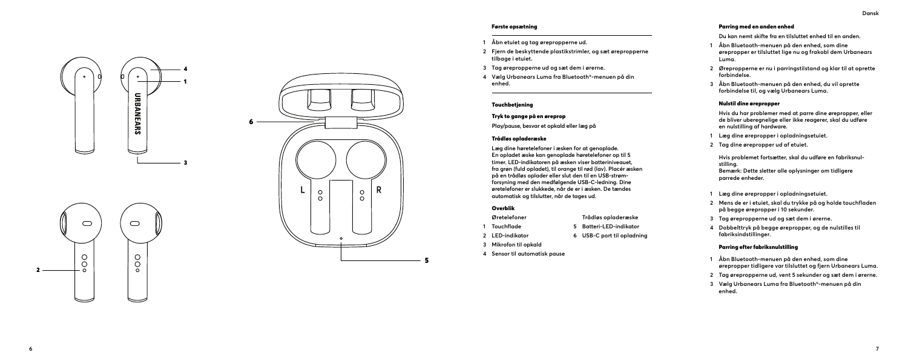## Første opsætning

1. Åbn etuiet og tag ørepropperne ud.
2. Fjern de beskyttende plastikstrimler, og sæt ørepropperne tilbage i etuiet.
3. Tag ørepropperne ud og sæt dem i ørerne.
4. Vælg Urbanears Luma fra Bluetooth®-menuen på din enhed.

## Touchbetjening

### Tryk to gange på en øreprop

Play/pause, besvar et opkald eller læg på

### Trådløs opladeræske

Læg dine høretelefoner i æsken for at genoplade. En opladet æske kan genoplade høretelefoner op til 5 timer. LED-indikatoren på æsken viser batteriniveauet, fra grøn (fuld opladet), til orange til rød (lav). Placér æsken på en trådløs oplader eller slut den til en USB-strømforsyning med den medfølgende USB-C-ledning. Dine øretelefoner er slukkede, når de er i æsken. De tændes automatisk og tilslutter, når de tages ud.

### Overblik

Øretelefoner

1. Touchflade
2. LED-indikator
3. Mikrofon til opkald
4. Sensor til automatisk pause

Trådløs opladeræske

5. Batteri-LED-indikator
6. USB-C port til opladning

### Parring med en anden enhed

Du kan nemt skifte fra en tilsluttet enhed til en anden.

1. Åbn Bluetooth-menuen på den enhed, som dine ørepropper er tilsluttet lige nu og frakobl dem Urbanears Luma.
2. Ørepropperne er nu i parringstilstand og klar til at oprette forbindelse.
3. Åbn Bluetooth-menuen på den enhed, du vil oprette forbindelse til, og vælg Urbanears Luma.

### Nulstil dine ørepropper

Hvis du har problemer med at parre dine ørepropper, eller de bliver uberegnelige eller ikke reagerer, skal du udføre en nulstilling af hardware.

1. Læg dine ørepropper i opladningsetuiet.
2. Tag dine ørepropper ud af etuiet.

Hvis problemet fortsætter, skal du udføre en fabriksnulstilling.
Bemærk: Dette sletter alle oplysninger om tidligere parrede enheder.

1. Læg dine ørepropper i opladningsetuiet.
2. Mens de er i etuiet, skal du trykke på og holde touchfladen på begge ørepropper i 10 sekunder.
3. Tag ørepropperne ud og sæt dem i ørerne.
4. Dobbelttryk på begge ørepropper, og de nulstilles til fabriksindstillinger.

### Parring efter fabriksnulstilling

1. Åbn Bluetooth-menuen på den enhed, som dine ørepropper tidligere var tilsluttet og fjern Urbanears Luma.
2. Tag ørepropperne ud, vent 5 sekunder og sæt dem i ørerne.
3. Vælg Urbanears Luma fra Bluetooth®-menuen på din enhed.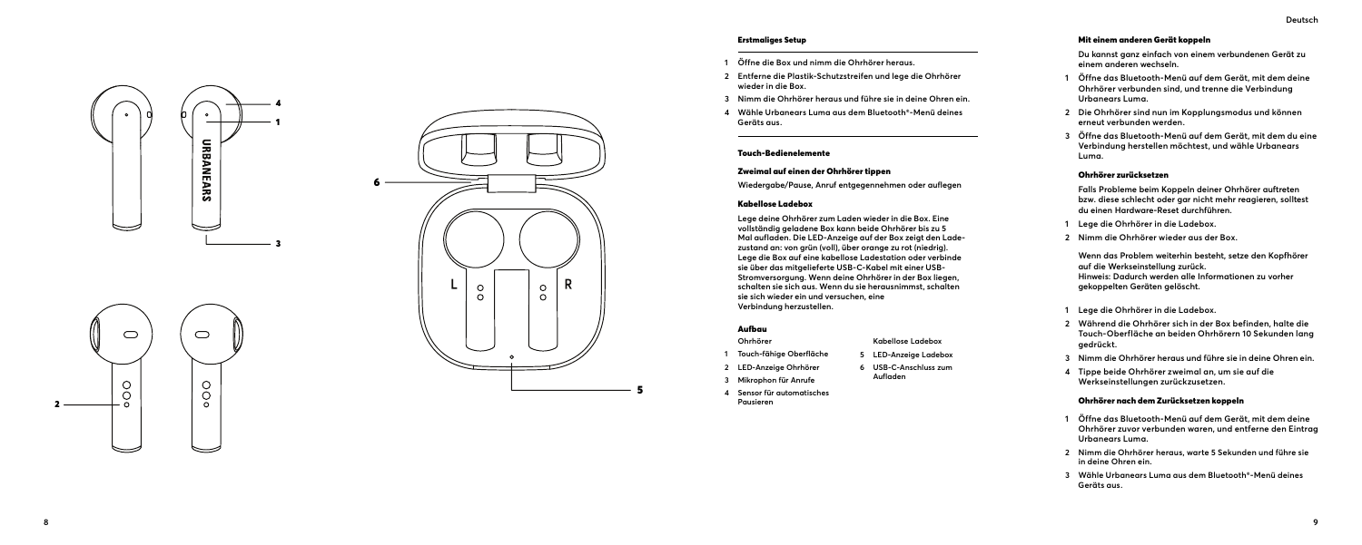## Erstmaliges Setup

1. Öffne die Box und nimm die Ohrhörer heraus.
2. Entferne die Plastik-Schutzstreifen und lege die Ohrhörer wieder in die Box.
3. Nimm die Ohrhörer heraus und führe sie in deine Ohren ein.
4. Wähle Urbanears Luma aus dem Bluetooth®-Menü deines Geräts aus.

## Touch-Bedienelemente

### Zweimal auf einen der Ohrhörer tippen

Wiedergabe/Pause, Anruf entgegennehmen oder auflegen

### Kabellose Ladebox

Lege deine Ohrhörer zum Laden wieder in die Box. Eine vollständig geladene Box kann beide Ohrhörer bis zu 5 Mal aufladen. Die LED-Anzeige auf der Box zeigt den Ladezustand an: von grün (voll), über orange zu rot (niedrig). Lege die Box auf eine kabellose Ladestation oder verbinde sie über das mitgelieferte USB-C-Kabel mit einer USB-Stromversorgung. Wenn deine Ohrhörer in der Box liegen, schalten sie sich aus. Wenn du sie herausnimmst, schalten sie sich wieder ein und versuchen, eine Verbindung herzustellen.

### Aufbau

Ohrhörer

1. Touch-fähige Oberfläche
2. LED-Anzeige Ohrhörer
3. Mikrophon für Anrufe
4. Sensor für automatisches Pausieren

Kabellose Ladebox

5. LED-Anzeige Ladebox
6. USB-C-Anschluss zum Aufladen

## Mit einem anderen Gerät koppeln

Du kannst ganz einfach von einem verbundenen Gerät zu einem anderen wechseln.

1. Öffne das Bluetooth-Menü auf dem Gerät, mit dem deine Ohrhörer verbunden sind, und trenne die Verbindung Urbanears Luma.
2. Die Ohrhörer sind nun im Kopplungsmodus und können erneut verbunden werden.
3. Öffne das Bluetooth-Menü auf dem Gerät, mit dem du eine Verbindung herstellen möchtest, und wähle Urbanears Luma.

## Ohrhörer zurücksetzen

Falls Probleme beim Koppeln deiner Ohrhörer auftreten bzw. diese schlecht oder gar nicht mehr reagieren, solltest du einen Hardware-Reset durchführen.

1. Lege die Ohrhörer in die Ladebox.
2. Nimm die Ohrhörer wieder aus der Box.

Wenn das Problem weiterhin besteht, setze den Kopfhörer auf die Werkseinstellung zurück.
Hinweis: Dadurch werden alle Informationen zu vorher gekoppelten Geräten gelöscht.

1. Lege die Ohrhörer in die Ladebox.
2. Während die Ohrhörer sich in der Box befinden, halte die Touch-Oberfläche an beiden Ohrhörern 10 Sekunden lang gedrückt.
3. Nimm die Ohrhörer heraus und führe sie in deine Ohren ein.
4. Tippe beide Ohrhörer zweimal an, um sie auf die Werkseinstellungen zurückzusetzen.

## Ohrhörer nach dem Zurücksetzen koppeln

1. Öffne das Bluetooth-Menü auf dem Gerät, mit dem deine Ohrhörer zuvor verbunden waren, und entferne den Eintrag Urbanears Luma.
2. Nimm die Ohrhörer heraus, warte 5 Sekunden und führe sie in deine Ohren ein.
3. Wähle Urbanears Luma aus dem Bluetooth®-Menü deines Geräts aus.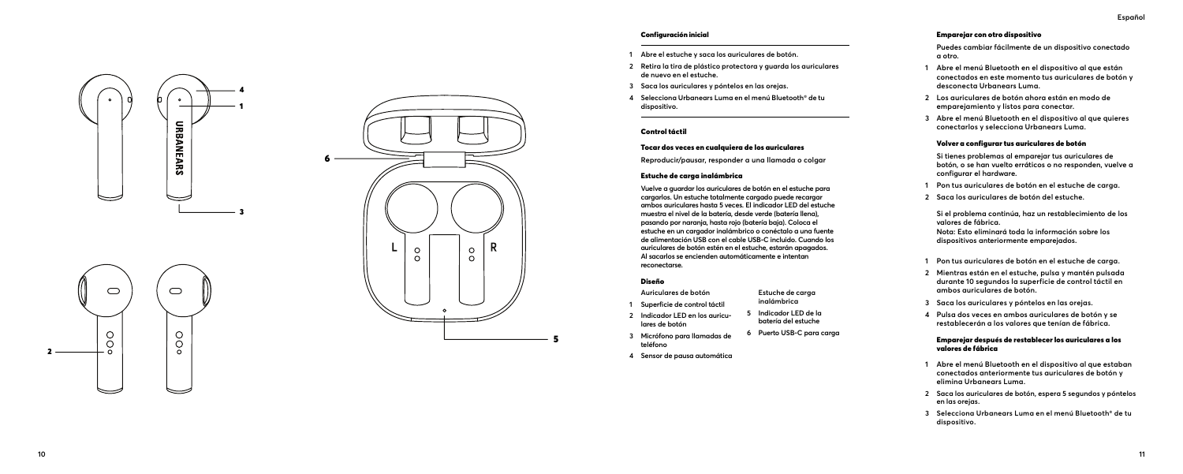## Configuración inicial

1. Abre el estuche y saca los auriculares de botón.
2. Retira la tira de plástico protectora y guarda los auriculares de nuevo en el estuche.
3. Saca los auriculares y póntelos en las orejas.
4. Selecciona Urbanears Luma en el menú Bluetooth® de tu dispositivo.

## Control táctil

### Tocar dos veces en cualquiera de los auriculares

Reproducir/pausar, responder a una llamada o colgar

### Estuche de carga inalámbrica

Vuelve a guardar los auriculares de botón en el estuche para cargarlos. Un estuche totalmente cargado puede recargar ambos auriculares hasta 5 veces. El indicador LED del estuche muestra el nivel de la batería, desde verde (batería llena), pasando por naranja, hasta rojo (batería baja). Coloca el estuche en un cargador inalámbrico o conéctalo a una fuente de alimentación USB con el cable USB-C incluido. Cuando los auriculares de botón estén en el estuche, estarán apagados. Al sacarlos se encienden automáticamente e intentan reconectarse.

## Diseño

Auriculares de botón

1. Superficie de control táctil
2. Indicador LED en los auriculares de botón
3. Micrófono para llamadas de teléfono
4. Sensor de pausa automática

Estuche de carga inalámbrica

5. Indicador LED de la batería del estuche
6. Puerto USB-C para carga

## Emparejar con otro dispositivo

Puedes cambiar fácilmente de un dispositivo conectado a otro.

1. Abre el menú Bluetooth en el dispositivo al que están conectados en este momento tus auriculares de botón y desconecta Urbanears Luma.
2. Los auriculares de botón ahora están en modo de emparejamiento y listos para conectar.
3. Abre el menú Bluetooth en el dispositivo al que quieres conectarlos y selecciona Urbanears Luma.

## Volver a configurar tus auriculares de botón

Si tienes problemas al emparejar tus auriculares de botón, o se han vuelto erráticos o no responden, vuelve a configurar el hardware.

1. Pon tus auriculares de botón en el estuche de carga.
2. Saca los auriculares de botón del estuche.

Si el problema continúa, haz un restablecimiento de los valores de fábrica.
Nota: Esto eliminará toda la información sobre los dispositivos anteriormente emparejados.

1. Pon tus auriculares de botón en el estuche de carga.
2. Mientras están en el estuche, pulsa y mantén pulsada durante 10 segundos la superficie de control táctil en ambos auriculares de botón.
3. Saca los auriculares y póntelos en las orejas.
4. Pulsa dos veces en ambos auriculares de botón y se restablecerán a los valores que tenían de fábrica.

### Emparejar después de restablecer los auriculares a los valores de fábrica

1. Abre el menú Bluetooth en el dispositivo al que estaban conectados anteriormente tus auriculares de botón y elimina Urbanears Luma.
2. Saca los auriculares de botón, espera 5 segundos y póntelos en las orejas.
3. Selecciona Urbanears Luma en el menú Bluetooth® de tu dispositivo.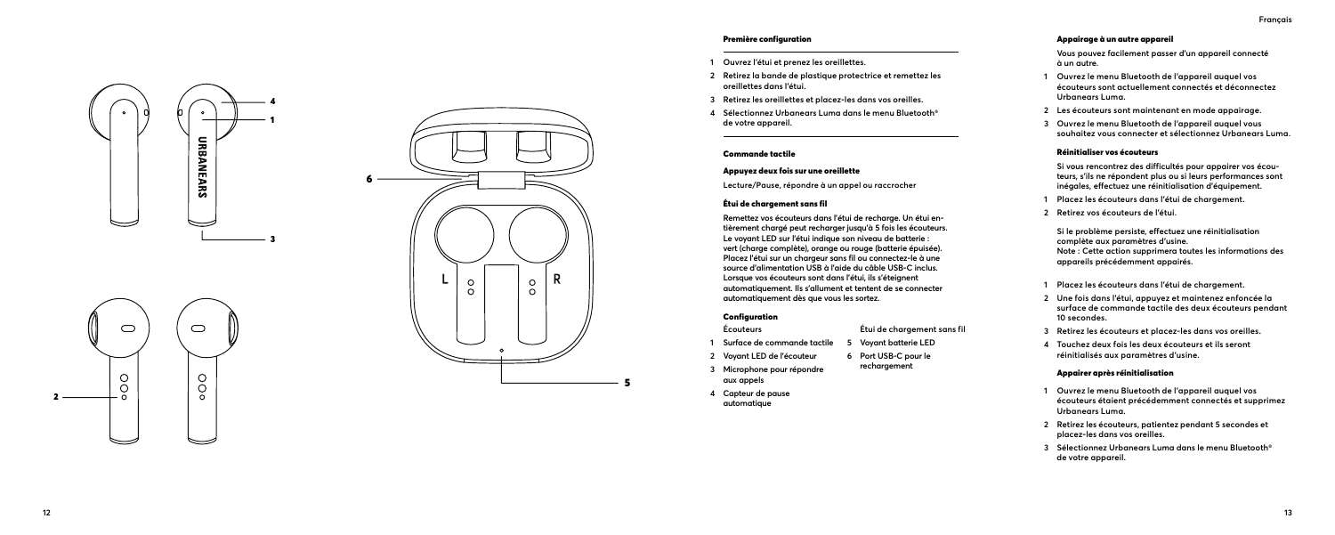## Première configuration

1. Ouvrez l'étui et prenez les oreillettes.
2. Retirez la bande de plastique protectrice et remettez les oreillettes dans l'étui.
3. Retirez les oreillettes et placez-les dans vos oreilles.
4. Sélectionnez Urbanears Luma dans le menu Bluetooth® de votre appareil.

## Commande tactile

### Appuyez deux fois sur une oreillette

Lecture/Pause, répondre à un appel ou raccrocher

### Étui de chargement sans fil

Remettez vos écouteurs dans l'étui de recharge. Un étui entièrement chargé peut recharger jusqu'à 5 fois les écouteurs. Le voyant LED sur l'étui indique son niveau de batterie : vert (charge complète), orange ou rouge (batterie épuisée). Placez l'étui sur un chargeur sans fil ou connectez-le à une source d'alimentation USB à l'aide du câble USB-C inclus. Lorsque vos écouteurs sont dans l'étui, ils s'éteignent automatiquement. Ils s'allument et tentent de se connecter automatiquement dès que vous les sortez.

## Configuration

Écouteurs

1. Surface de commande tactile
2. Voyant LED de l'écouteur
3. Microphone pour répondre aux appels
4. Capteur de pause automatique

Étui de chargement sans fil

5. Voyant batterie LED
6. Port USB-C pour le rechargement

## Appairage à un autre appareil

Vous pouvez facilement passer d'un appareil connecté à un autre.

1. Ouvrez le menu Bluetooth de l'appareil auquel vos écouteurs sont actuellement connectés et déconnectez Urbanears Luma.
2. Les écouteurs sont maintenant en mode appairage.
3. Ouvrez le menu Bluetooth de l'appareil auquel vous souhaitez vous connecter et sélectionnez Urbanears Luma.

## Réinitialiser vos écouteurs

Si vous rencontrez des difficultés pour appairer vos écouteurs, s'ils ne répondent plus ou si leurs performances sont inégales, effectuez une réinitialisation d'équipement.

1. Placez les écouteurs dans l'étui de chargement.
2. Retirez vos écouteurs de l'étui.

Si le problème persiste, effectuez une réinitialisation complète aux paramètres d'usine.
Note : Cette action supprimera toutes les informations des appareils précédemment appairés.

1. Placez les écouteurs dans l'étui de chargement.
2. Une fois dans l'étui, appuyez et maintenez enfoncée la surface de commande tactile des deux écouteurs pendant 10 secondes.
3. Retirez les écouteurs et placez-les dans vos oreilles.
4. Touchez deux fois les deux écouteurs et ils seront réinitialisés aux paramètres d'usine.

## Appairer après réinitialisation

1. Ouvrez le menu Bluetooth de l'appareil auquel vos écouteurs étaient précédemment connectés et supprimez Urbanears Luma.
2. Retirez les écouteurs, patientez pendant 5 secondes et placez-les dans vos oreilles.
3. Sélectionnez Urbanears Luma dans le menu Bluetooth® de votre appareil.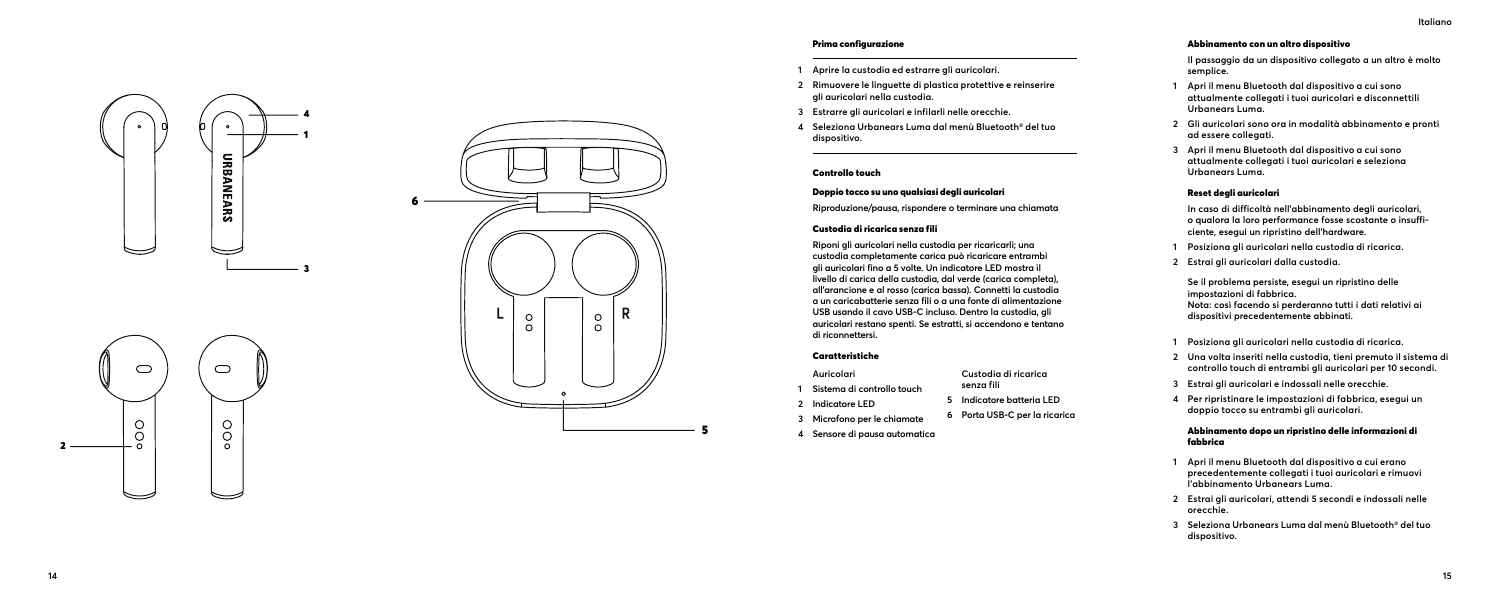## Prima configurazione

1. Aprire la custodia ed estrarre gli auricolari.
2. Rimuovere le linguette di plastica protettive e reinserire gli auricolari nella custodia.
3. Estrarre gli auricolari e infilarli nelle orecchie.
4. Seleziona Urbanears Luma dal menù Bluetooth® del tuo dispositivo.

## Controllo touch

### Doppio tocco su uno qualsiasi degli auricolari

Riproduzione/pausa, rispondere o terminare una chiamata

### Custodia di ricarica senza fili

Riponi gli auricolari nella custodia per ricaricarli; una custodia completamente carica può ricaricare entrambi gli auricolari fino a 5 volte. Un indicatore LED mostra il livello di carica della custodia, dal verde (carica completa), all'arancione e al rosso (carica bassa). Connetti la custodia a un caricabatterie senza fili o a una fonte di alimentazione USB usando il cavo USB-C incluso. Dentro la custodia, gli auricolari restano spenti. Se estratti, si accendono e tentano di riconnettersi.

## Caratteristiche

Auricolari

1. Sistema di controllo touch
2. Indicatore LED
3. Microfono per le chiamate
4. Sensore di pausa automatica

Custodia di ricarica senza fili

5. Indicatore batteria LED
6. Porta USB-C per la ricarica

## Abbinamento con un altro dispositivo

Il passaggio da un dispositivo collegato a un altro è molto semplice.

1. Apri il menu Bluetooth dal dispositivo a cui sono attualmente collegati i tuoi auricolari e disconnettili Urbanears Luma.
2. Gli auricolari sono ora in modalità abbinamento e pronti ad essere collegati.
3. Apri il menu Bluetooth dal dispositivo a cui sono attualmente collegati i tuoi auricolari e seleziona Urbanears Luma.

## Reset degli auricolari

In caso di difficoltà nell'abbinamento degli auricolari, o qualora la loro performance fosse scostante o insufficiente, esegui un ripristino dell'hardware.

1. Posiziona gli auricolari nella custodia di ricarica.
2. Estrai gli auricolari dalla custodia.

Se il problema persiste, esegui un ripristino delle impostazioni di fabbrica.
Nota: così facendo si perderanno tutti i dati relativi ai dispositivi precedentemente abbinati.

1. Posiziona gli auricolari nella custodia di ricarica.
2. Una volta inseriti nella custodia, tieni premuto il sistema di controllo touch di entrambi gli auricolari per 10 secondi.
3. Estrai gli auricolari e indossali nelle orecchie.
4. Per ripristinare le impostazioni di fabbrica, esegui un doppio tocco su entrambi gli auricolari.

## Abbinamento dopo un ripristino delle informazioni di fabbrica

1. Apri il menu Bluetooth dal dispositivo a cui erano precedentemente collegati i tuoi auricolari e rimuovi l'abbinamento Urbanears Luma.
2. Estrai gli auricolari, attendi 5 secondi e indossali nelle orecchie.
3. Seleziona Urbanears Luma dal menù Bluetooth® del tuo dispositivo.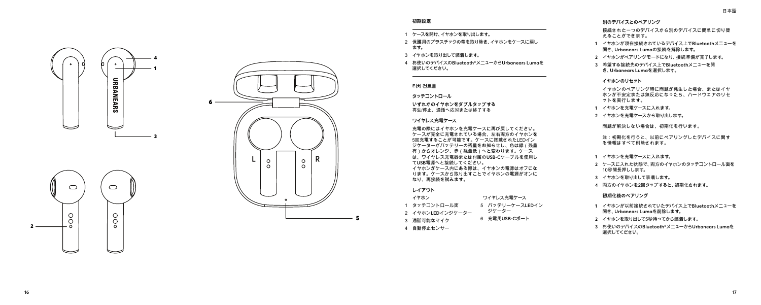## 初期設定

1 ケースを開け、イヤホンを取り出します。
2 保護用のプラスチックの帯を取り除き、イヤホンをケースに戻します。
3 イヤホンを取り出して装着します。
4 お使いのデバイスのBluetooth®メニューからUrbanears Lumaを選択してください。

## 터치 컨트롤

### タッチコントロール

**いずれかのイヤホンをダブルタップする**
再生/停止、通話へ応対または終了する

### ワイヤレス充電ケース

充電の際にはイヤホンを充電ケースに再び戻してください。ケースが完全に充電されている場合、左右両方のイヤホンを5回充電することが可能です。ケースに搭載されたLEDインジケーターがバッテリーの残量をお知らせし、色は緑（残量有）からオレンジ、赤（残量低）へと変わります。ケースは、ワイヤレス充電器または付属のUSB-Cケーブルを使用してUSB電源へと接続してください。
イヤホンがケース内にある際は、イヤホンの電源はオフになります。ケースから取り出すことでイヤホンの電源がオンになり、再接続を試みます。

### レイアウト

イヤホン
1 タッチコントロール面
2 イヤホンLEDインジケーター
3 通話可能なマイク
4 自動停止センサー

ワイヤレス充電ケース
5 バッテリーケースLEDインジケーター
6 充電用USB-Cポート

### 別のデバイスとのペアリング

接続された一つのデバイスから別のデバイスに簡単に切り替えることができます。

1 イヤホンが現在接続されているデバイス上でBluetoothメニューを開き、Urbanears Lumaの接続を解除します。
2 イヤホンがペアリングモードになり、接続準備が完了します。
3 希望する接続先のデバイス上でBluetoothメニューを開き、Urbanears Lumaを選択します。

### イヤホンのリセット

イヤホンのペアリング時に問題が発生した場合、またはイヤホンが不安定または無反応になったら、ハードウェアのリセットを実行します。

1 イヤホンを充電ケースに入れます。
2 イヤホンを充電ケースから取り出します。

問題が解決しない場合は、初期化を行います。

注：初期化を行うと、以前にペアリングしたデバイスに関する情報はすべて削除されます。

1 イヤホンを充電ケースに入れます。
2 ケースに入れた状態で、両方のイヤホンのタッチコントロール面を10秒間長押しします。
3 イヤホンを取り出して装着します。
4 両方のイヤホンを2回タップすると、初期化されます。

### 初期化後のペアリング

1 イヤホンが以前接続されていたデバイス上でBluetoothメニューを開き、Urbanears Lumaを削除します。
2 イヤホンを取り出して5秒待ってから装着します。
3 お使いのデバイスのBluetooth®メニューからUrbanears Lumaを選択してください。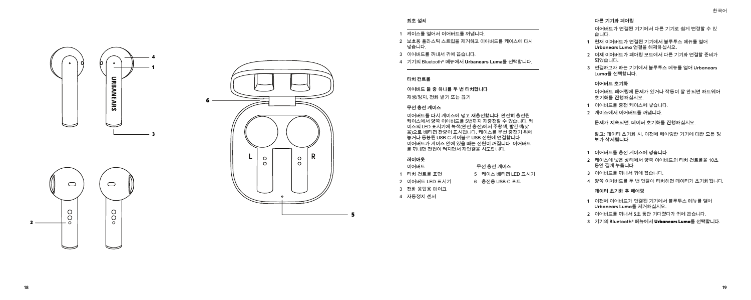## 최초 설치

1. 케이스를 열어서 이어버드를 꺼냅니다.
2. 보호용 플라스틱 스트립을 제거하고 이어버드를 케이스에 다시 넣습니다.
3. 이어버드를 꺼내서 귀에 꼽습니다.
4. 기기의 Bluetooth® 메뉴에서 **Urbanears Luma**를 선택합니다.

## 터치 컨트롤

**이어버드 둘 중 하나를 두 번 터치합니다**

재생/정지, 전화 받기 또는 끊기

## 무선 충전 케이스

이어버드를 다시 케이스에 넣고 재충전합니다. 완전히 충전된 케이스에서 양쪽 이어버드를 5번까지 재충전할 수 있습니다. 케이스의 LED 표시기에 녹색(완전 충전)에서 주황색, 빨간색(낮음)으로 배터리 잔량이 표시됩니다. 케이스를 무선 충전기 위에 놓거나 동봉된 USB-C 케이블로 USB 전원에 연결합니다. 이어버드가 케이스 안에 있을 때는 전원이 꺼집니다. 이어버드를 꺼내면 전원이 켜지면서 재연결을 시도합니다.

## 레이아웃

| 이어버드 | 무선 충전 케이스 |
|---|---|
| 1 터치 컨트롤 표면 | 5 케이스 배터리 LED 표시기 |
| 2 이어버드 LED 표시기 | 6 충전용 USB-C 포트 |
| 3 전화 응답용 마이크 | |
| 4 자동정지 센서 | |

## 다른 기기와 페어링

이어버드가 연결된 기기에서 다른 기기로 쉽게 변경할 수 있습니다.

1. 현재 이어버드가 연결된 기기에서 블루투스 메뉴를 열어 **Urbanears Luma** 연결을 해제하십시오.
2. 이제 이어버드가 페어링 모드에서 다른 기기와 연결할 준비가 되었습니다.
3. 연결하고자 하는 기기에서 블루투스 메뉴를 열어 **Urbanears Luma**를 선택합니다.

## 이어버드 초기화

이어버드 페어링에 문제가 있거나 작동이 잘 안 되면 하드웨어 초기화를 진행하십시오.

1. 이어버드를 충전 케이스에 넣습니다.
2. 케이스에서 이어버드를 꺼냅니다.

문제가 지속되면, 데이터 초기화를 진행하십시오.

참고: 데이터 초기화 시, 이전에 페어링한 기기에 대한 모든 정보가 삭제됩니다.

1. 이어버드를 충전 케이스에 넣습니다.
2. 케이스에 넣은 상태에서 양쪽 이어버드의 터치 컨트롤을 10초 동안 길게 누릅니다.
3. 이어버드를 꺼내서 귀에 꼽습니다.
4. 양쪽 이어버드를 두 번 연달아 터치하면 데이터가 초기화됩니다.

## 데이터 초기화 후 페어링

1. 이전에 이어버드가 연결된 기기에서 블루투스 메뉴를 열어 **Urbanears Luma**를 제거하십시오.
2. 이어버드를 꺼내서 5초 동안 기다렸다가 귀에 꼽습니다.
3. 기기의 Bluetooth® 메뉴에서 **Urbanears Luma**를 선택합니다.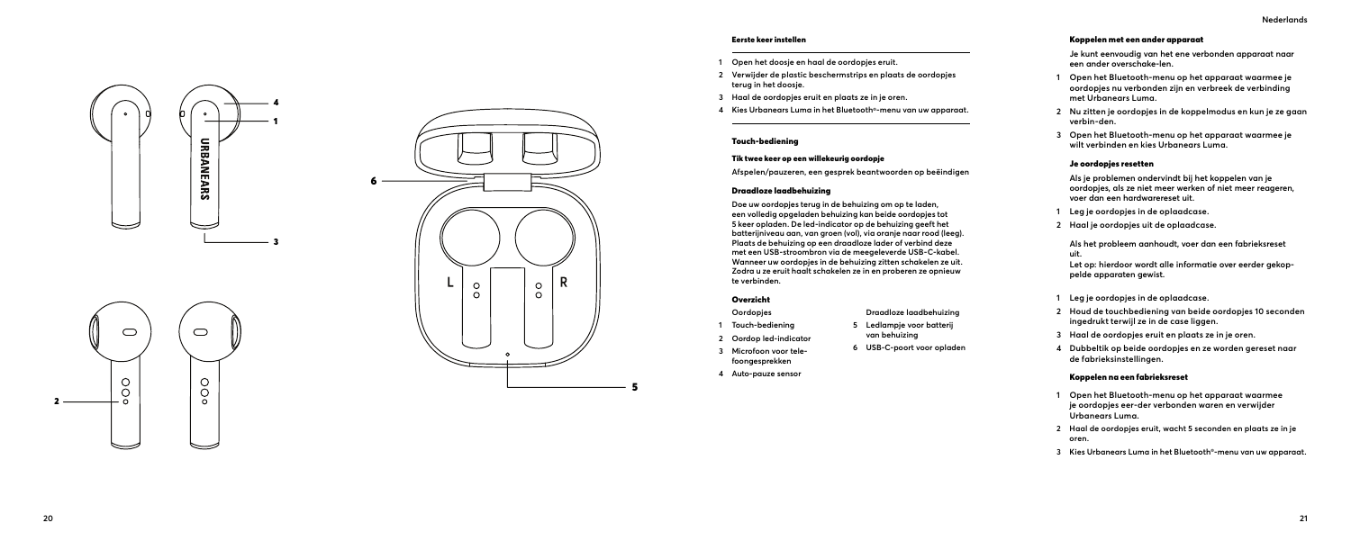## Eerste keer instellen

1. Open het doosje en haal de oordopjes eruit.
2. Verwijder de plastic beschermstrips en plaats de oordopjes terug in het doosje.
3. Haal de oordopjes eruit en plaats ze in je oren.
4. Kies Urbanears Luma in het Bluetooth®-menu van uw apparaat.

## Touch-bediening

### Tik twee keer op een willekeurig oordopje

Afspelen/pauzeren, een gesprek beantwoorden op beëindigen

## Draadloze laadbehuizing

Doe uw oordopjes terug in de behuizing om op te laden, een volledig opgeladen behuizing kan beide oordopjes tot 5 keer opladen. De led-indicator op de behuizing geeft het batterijniveau aan, van groen (vol), via oranje naar rood (leeg). Plaats de behuizing op een draadloze lader of verbind deze met een USB-stroombron via de meegeleverde USB-C-kabel. Wanneer uw oordopjes in de behuizing zitten schakelen ze uit. Zodra u ze eruit haalt schakelen ze in en proberen ze opnieuw te verbinden.

## Overzicht

Oordopjes

1. Touch-bediening
2. Oordop led-indicator
3. Microfoon voor telefoongesprekken
4. Auto-pauze sensor

Draadloze laadbehuizing

5. Ledlampje voor batterij van behuizing
6. USB-C-poort voor opladen

## Koppelen met een ander apparaat

Je kunt eenvoudig van het ene verbonden apparaat naar een ander overschake-len.

1. Open het Bluetooth-menu op het apparaat waarmee je oordopjes nu verbonden zijn en verbreek de verbinding met Urbanears Luma.
2. Nu zitten je oordopjes in de koppelmodus en kun je ze gaan verbin-den.
3. Open het Bluetooth-menu op het apparaat waarmee je wilt verbinden en kies Urbanears Luma.

## Je oordopjes resetten

Als je problemen ondervindt bij het koppelen van je oordopjes, als ze niet meer werken of niet meer reageren, voer dan een hardwarereset uit.

1. Leg je oordopjes in de oplaadcase.
2. Haal je oordopjes uit de oplaadcase.

Als het probleem aanhoudt, voer dan een fabrieksreset uit.
Let op: hierdoor wordt alle informatie over eerder gekop-pelde apparaten gewist.

1. Leg je oordopjes in de oplaadcase.
2. Houd de touchbediening van beide oordopjes 10 seconden ingedrukt terwijl ze in de case liggen.
3. Haal de oordopjes eruit en plaats ze in je oren.
4. Dubbeltik op beide oordopjes en ze worden gereset naar de fabrieksinstellingen.

## Koppelen na een fabrieksreset

1. Open het Bluetooth-menu op het apparaat waarmee je oordopjes eer-der verbonden waren en verwijder Urbanears Luma.
2. Haal de oordopjes eruit, wacht 5 seconden en plaats ze in je oren.
3. Kies Urbanears Luma in het Bluetooth®-menu van uw apparaat.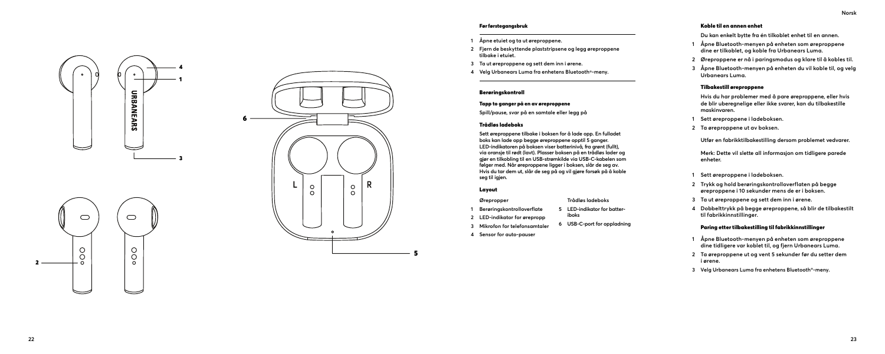## Før førstegangsbruk

1. Åpne etuiet og ta ut ørepropperne.
2. Fjern de beskyttende plaststripsene og legg ørepropperne tilbake i etuiet.
3. Ta ut ørepropperne og sett dem inn i ørene.
4. Velg Urbanears Luma fra enhetens Bluetooth®-meny.

## Berøringskontroll

### Tapp to ganger på en av øreproppene

Spill/pause, svar på en samtale eller legg på

### Trådløs ladeboks

Sett øreproppene tilbake i boksen for å lade opp. En fulladet boks kan lade opp begge øreproppene opptil 5 ganger. LED-indikatoren på boksen viser batterinivå, fra grønt (fullt), via oransje til rødt (lavt). Plasser boksen på en trådløs lader og gjør en tilkobling til en USB-strømkilde via USB-C-kabelen som følger med. Når øreproppene ligger i boksen, slår de seg av. Hvis du tar dem ut, slår de seg på og vil gjøre forsøk på å koble seg til igjen.

## Layout

**Ørepropper**

1. Berøringskontrolloverflate
2. LED-indikator for ørepropp
3. Mikrofon for telefonsamtaler
4. Sensor for auto-pauser

**Trådløs ladeboks**

5. LED-indikator for batteriboks
6. USB-C-port for opplading

## Koble til en annen enhet

Du kan enkelt bytte fra én tilkoblet enhet til en annen.

1. Åpne Bluetooth-menyen på enheten som øreproppene dine er tilkoblet, og koble fra Urbanears Luma.
2. Øreproppene er nå i paringsmodus og klare til å kobles til.
3. Åpne Bluetooth-menyen på enheten du vil koble til, og velg Urbanears Luma.

## Tilbakestill øreproppene

Hvis du har problemer med å pare øreproppene, eller hvis de blir uberegnelige eller ikke svarer, kan du tilbakestille maskinvaren.

1. Sett øreproppene i ladeboksen.
2. Ta øreproppene ut av boksen.

Utfør en fabrikktilbakestilling dersom problemet vedvarer.

Merk: Dette vil slette all informasjon om tidligere parede enheter.

1. Sett øreproppene i ladeboksen.
2. Trykk og hold berøringskontrolloverflaten på begge øreproppene i 10 sekunder mens de er i boksen.
3. Ta ut øreproppene og sett dem inn i ørene.
4. Dobbelttrykk på begge øreproppene, så blir de tilbakestilt til fabrikkinnstillinger.

## Paring etter tilbakestilling til fabrikkinnstillinger

1. Åpne Bluetooth-menyen på enheten som øreproppene dine tidligere var koblet til, og fjern Urbanears Luma.
2. Ta øreproppene ut og vent 5 sekunder før du setter dem i ørene.
3. Velg Urbanears Luma fra enhetens Bluetooth®-meny.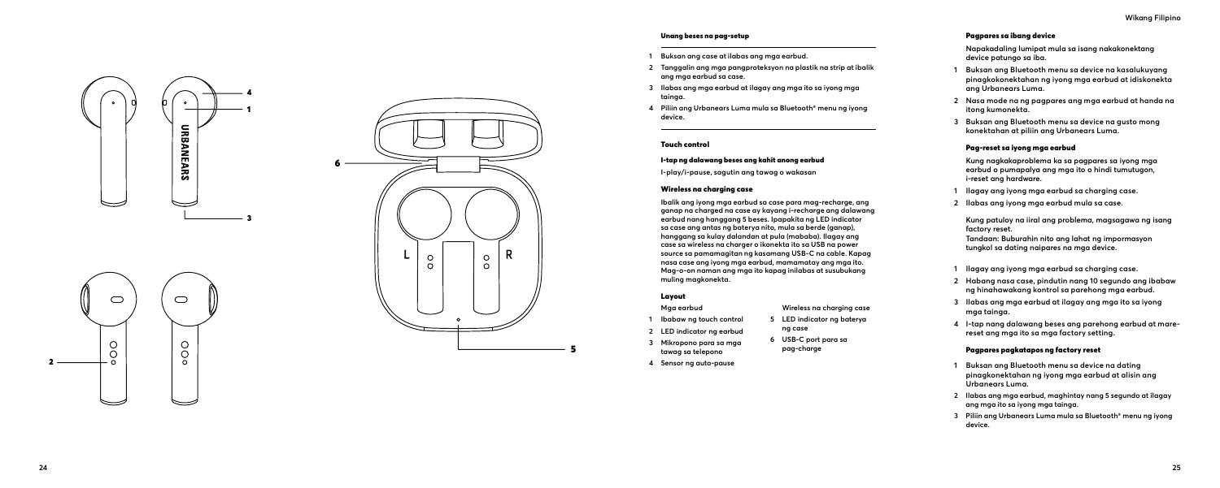## Unang beses na pag-setup

1. Buksan ang case at ilabas ang mga earbud.
2. Tanggalin ang mga pangproteksyon na plastik na strip at ibalik ang mga earbud sa case.
3. Ilabas ang mga earbud at ilagay ang mga ito sa iyong mga tainga.
4. Piliin ang Urbanears Luma mula sa Bluetooth® menu ng iyong device.

## Touch control

### I-tap ng dalawang beses ang kahit anong earbud

I-play/i-pause, sagutin ang tawag o wakasan

### Wireless na charging case

Ibalik ang iyong mga earbud sa case para mag-recharge, ang ganap na charged na case ay kayang i-recharge ang dalawang earbud nang hanggang 5 beses. Ipapakita ng LED indicator sa case ang antas ng baterya nito, mula sa berde (ganap), hanggang sa kulay dalandan at pula (mababa). Ilagay ang case sa wireless na charger o ikonekta ito sa USB na power source sa pamamagitan ng kasamang USB-C na cable. Kapag nasa case ang iyong mga earbud, mamamatay ang mga ito. Mag-o-on naman ang mga ito kapag inilabas at susubukang muling magkonekta.

### Layout

Mga earbud

1. Ibabaw ng touch control
2. LED indicator ng earbud
3. Mikropono para sa mga tawag sa telepono
4. Sensor ng auto-pause

Wireless na charging case

5. LED indicator ng baterya ng case
6. USB-C port para sa pag-charge

## Pagpares sa ibang device

Napakadaling lumipat mula sa isang nakakonektang device patungo sa iba.

1. Buksan ang Bluetooth menu sa device na kasalukuyang pinagkokonektahan ng iyong mga earbud at idiskonekta ang Urbanears Luma.
2. Nasa mode na ng pagpares ang mga earbud at handa na itong kumonekta.
3. Buksan ang Bluetooth menu sa device na gusto mong konektahan at piliin ang Urbanears Luma.

### Pag-reset sa iyong mga earbud

Kung nagkakaproblema ka sa pagpares sa iyong mga earbud o pumapalya ang mga ito o hindi tumutugon, i-reset ang hardware.

1. Ilagay ang iyong mga earbud sa charging case.
2. Ilabas ang iyong mga earbud mula sa case.

Kung patuloy na iiral ang problema, magsagawa ng isang factory reset.
Tandaan: Buburahin nito ang lahat ng impormasyon tungkol sa dating naipares na mga device.

1. Ilagay ang iyong mga earbud sa charging case.
2. Habang nasa case, pindutin nang 10 segundo ang ibabaw ng hinahawakang kontrol sa parehong mga earbud.
3. Ilabas ang mga earbud at ilagay ang mga ito sa iyong mga tainga.
4. I-tap nang dalawang beses ang parehong earbud at mare-reset ang mga ito sa mga factory setting.

### Pagpares pagkatapos ng factory reset

1. Buksan ang Bluetooth menu sa device na dating pinagkonektahan ng iyong mga earbud at alisin ang Urbanears Luma.
2. Ilabas ang mga earbud, maghintay nang 5 segundo at ilagay ang mga ito sa iyong mga tainga.
3. Piliin ang Urbanears Luma mula sa Bluetooth® menu ng iyong device.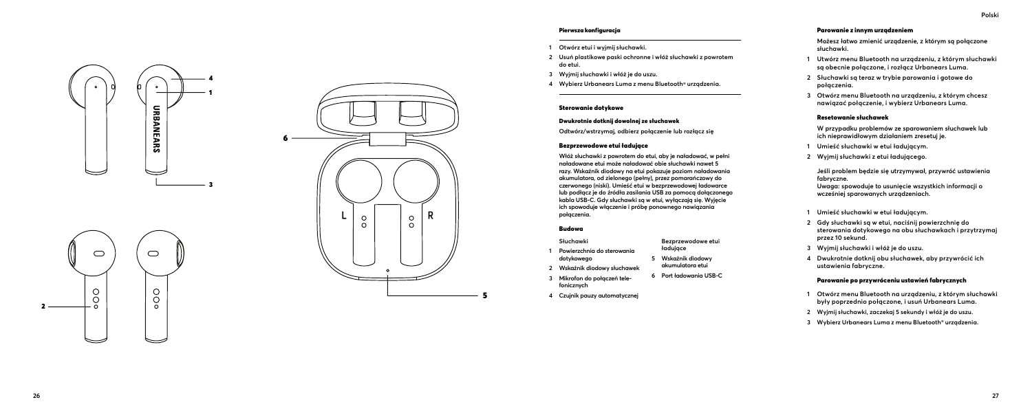## Pierwsza konfiguracja

1. Otwórz etui i wyjmij słuchawki.
2. Usuń plastikowe paski ochronne i włóż słuchawki z powrotem do etui.
3. Wyjmij słuchawki i włóż je do uszu.
4. Wybierz Urbanears Luma z menu Bluetooth® urządzenia.

## Sterowanie dotykowe

### Dwukrotnie dotknij dowolnej ze słuchawek

Odtwórz/wstrzymaj, odbierz połączenie lub rozłącz się

### Bezprzewodowe etui ładujące

Włóż słuchawki z powrotem do etui, aby je naładować, w pełni naładowane etui może naładować obie słuchawki nawet 5 razy. Wskaźnik diodowy na etui pokazuje poziom naładowania akumulatora, od zielonego (pełny), przez pomarańczowy do czerwonego (niski). Umieść etui w bezprzewodowej ładowarce lub podłącz je do źródła zasilania USB za pomocą dołączonego kabla USB-C. Gdy słuchawki są w etui, wyłączają się. Wyjęcie ich spowoduje włączenie i próbę ponownego nawiązania połączenia.

## Budowa

Słuchawki

1. Powierzchnia do sterowania dotykowego
2. Wskaźnik diodowy słuchawek
3. Mikrofon do połączeń telefonicznych
4. Czujnik pauzy automatycznej

Bezprzewodowe etui ładujące

5. Wskaźnik diodowy akumulatora etui
6. Port ładowania USB-C

## Parowanie z innym urządzeniem

Możesz łatwo zmienić urządzenie, z którym są połączone słuchawki.

1. Utwórz menu Bluetooth na urządzeniu, z którym słuchawki są obecnie połączone, i rozłącz Urbanears Luma.
2. Słuchawki są teraz w trybie parowania i gotowe do połączenia.
3. Otwórz menu Bluetooth na urządzeniu, z którym chcesz nawiązać połączenie, i wybierz Urbanears Luma.

## Resetowanie słuchawek

W przypadku problemów ze sparowaniem słuchawek lub ich nieprawidłowym działaniem zresetuj je.

1. Umieść słuchawki w etui ładującym.
2. Wyjmij słuchawki z etui ładującego.

Jeśli problem będzie się utrzymywał, przywróć ustawienia fabryczne.
Uwaga: spowoduje to usunięcie wszystkich informacji o wcześniej sparowanych urządzeniach.

1. Umieść słuchawki w etui ładującym.
2. Gdy słuchawki są w etui, naciśnij powierzchnię do sterowania dotykowego na obu słuchawkach i przytrzymaj przez 10 sekund.
3. Wyjmij słuchawki i włóż je do uszu.
4. Dwukrotnie dotknij obu słuchawek, aby przywrócić ich ustawienia fabryczne.

## Parowanie po przywróceniu ustawień fabrycznych

1. Otwórz menu Bluetooth na urządzeniu, z którym słuchawki były poprzednio połączone, i usuń Urbanears Luma.
2. Wyjmij słuchawki, zaczekaj 5 sekundy i włóż je do uszu.
3. Wybierz Urbanears Luma z menu Bluetooth® urządzenia.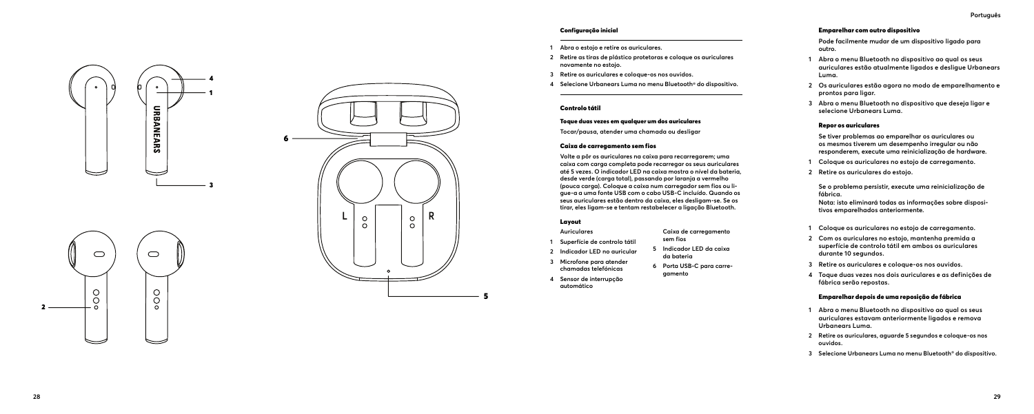## Configuração inicial

1. Abra o estojo e retire os auriculares.
2. Retire as tiras de plástico protetoras e coloque os auriculares novamente no estojo.
3. Retire os auriculares e coloque-os nos ouvidos.
4. Selecione Urbanears Luma no menu Bluetooth® do dispositivo.

## Controlo tátil

### Toque duas vezes em qualquer um dos auriculares

Tocar/pausa, atender uma chamada ou desligar

### Caixa de carregamento sem fios

Volte a pôr os auriculares na caixa para recarregarem; uma caixa com carga completa pode recarregar os seus auriculares até 5 vezes. O indicador LED na caixa mostra o nível da bateria, desde verde (carga total), passando por laranja a vermelho (pouca carga). Coloque a caixa num carregador sem fios ou ligue-a a uma fonte USB com o cabo USB-C incluído. Quando os seus auriculares estão dentro da caixa, eles desligam-se. Se os tirar, eles ligam-se e tentam restabelecer a ligação Bluetooth.

## Layout

Auriculares

1. Superfície de controlo tátil
2. Indicador LED no auricular
3. Microfone para atender chamadas telefónicas
4. Sensor de interrupção automático

Caixa de carregamento sem fios

5. Indicador LED da caixa da bateria
6. Porta USB-C para carregamento

## Emparelhar com outro dispositivo

Pode facilmente mudar de um dispositivo ligado para outro.

1. Abra o menu Bluetooth no dispositivo ao qual os seus auriculares estão atualmente ligados e desligue Urbanears Luma.
2. Os auriculares estão agora no modo de emparelhamento e prontos para ligar.
3. Abra o menu Bluetooth no dispositivo que deseja ligar e selecione Urbanears Luma.

## Repor os auriculares

Se tiver problemas ao emparelhar os auriculares ou os mesmos tiverem um desempenho irregular ou não responderem, execute uma reinicialização de hardware.

1. Coloque os auriculares no estojo de carregamento.
2. Retire os auriculares do estojo.

Se o problema persistir, execute uma reinicialização de fábrica.
Nota: isto eliminará todas as informações sobre dispositivos emparelhados anteriormente.

1. Coloque os auriculares no estojo de carregamento.
2. Com os auriculares no estojo, mantenha premida a superfície de controlo tátil em ambos os auriculares durante 10 segundos.
3. Retire os auriculares e coloque-os nos ouvidos.
4. Toque duas vezes nos dois auriculares e as definições de fábrica serão repostas.

## Emparelhar depois de uma reposição de fábrica

1. Abra o menu Bluetooth no dispositivo ao qual os seus auriculares estavam anteriormente ligados e remova Urbanears Luma.
2. Retire os auriculares, aguarde 5 segundos e coloque-os nos ouvidos.
3. Selecione Urbanears Luma no menu Bluetooth® do dispositivo.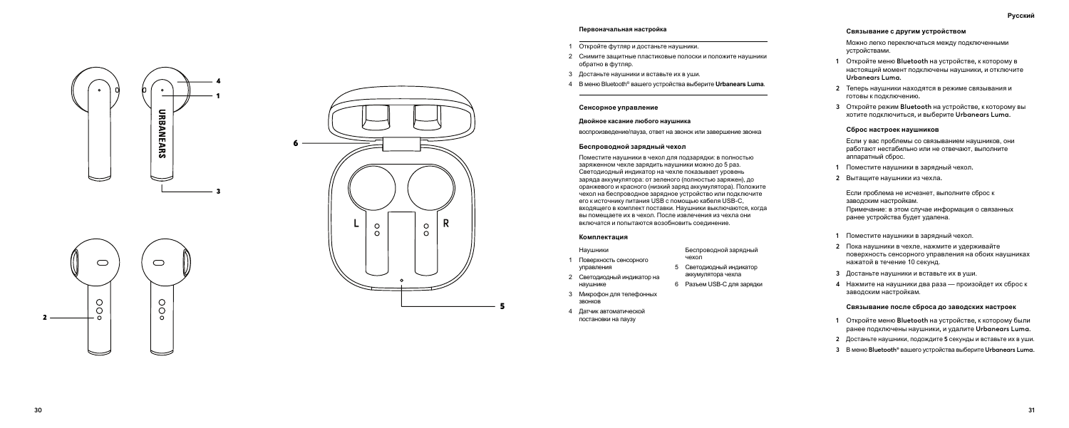### Первоначальная настройка

1. Откройте футляр и достаньте наушники.
2. Снимите защитные пластиковые полоски и положите наушники обратно в футляр.
3. Достаньте наушники и вставьте их в уши.
4. В меню Bluetooth® вашего устройства выберите **Urbanears Luma**.

### Сенсорное управление

**Двойное касание любого наушника**

воспроизведение/пауза, ответ на звонок или завершение звонка

### Беспроводной зарядный чехол

Поместите наушники в чехол для подзарядки: в полностью заряженном чехле зарядить наушники можно до 5 раз. Светодиодный индикатор на чехле показывает уровень заряда аккумулятора: от зеленого (полностью заряжен), до оранжевого и красного (низкий заряд аккумулятора). Положите чехол на беспроводное зарядное устройство или подключите его к источнику питания USB с помощью кабеля USB-C, входящего в комплект поставки. Наушники выключаются, когда вы помещаете их в чехол. После извлечения из чехла они включатся и попытаются возобновить соединение.

### Комплектация

Наушники

1. Поверхность сенсорного управления
2. Светодиодный индикатор на наушнике
3. Микрофон для телефонных звонков
4. Датчик автоматической постановки на паузу

Беспроводной зарядный чехол

5. Светодиодный индикатор аккумулятора чехла
6. Разъем USB-C для зарядки

### Связывание с другим устройством

Можно легко переключаться между подключенными устройствами.

1. Откройте меню **Bluetooth** на устройстве, к которому в настоящий момент подключены наушники, и отключите **Urbanears Luma**.
2. Теперь наушники находятся в режиме связывания и готовы к подключению.
3. Откройте режим **Bluetooth** на устройстве, к которому вы хотите подключиться, и выберите **Urbanears Luma**.

### Сброс настроек наушников

Если у вас проблемы со связыванием наушников, они работают нестабильно или не отвечают, выполните аппаратный сброс.

1. Поместите наушники в зарядный чехол.
2. Вытащите наушники из чехла.

Если проблема не исчезнет, выполните сброс к заводским настройкам.
Примечание: в этом случае информация о связанных ранее устройствах будет удалена.

1. Поместите наушники в зарядный чехол.
2. Пока наушники в чехле, нажмите и удерживайте поверхность сенсорного управления на обоих наушниках нажатой в течение 10 секунд.
3. Достаньте наушники и вставьте их в уши.
4. Нажмите на наушники два раза — произойдет их сброс к заводским настройкам.

### Связывание после сброса до заводских настроек

1. Откройте меню **Bluetooth** на устройстве, к которому были ранее подключены наушники, и удалите **Urbanears Luma**.
2. Достаньте наушники, подождите **5** секунды и вставьте их в уши.
3. В меню **Bluetooth®** вашего устройства выберите **Urbanears Luma**.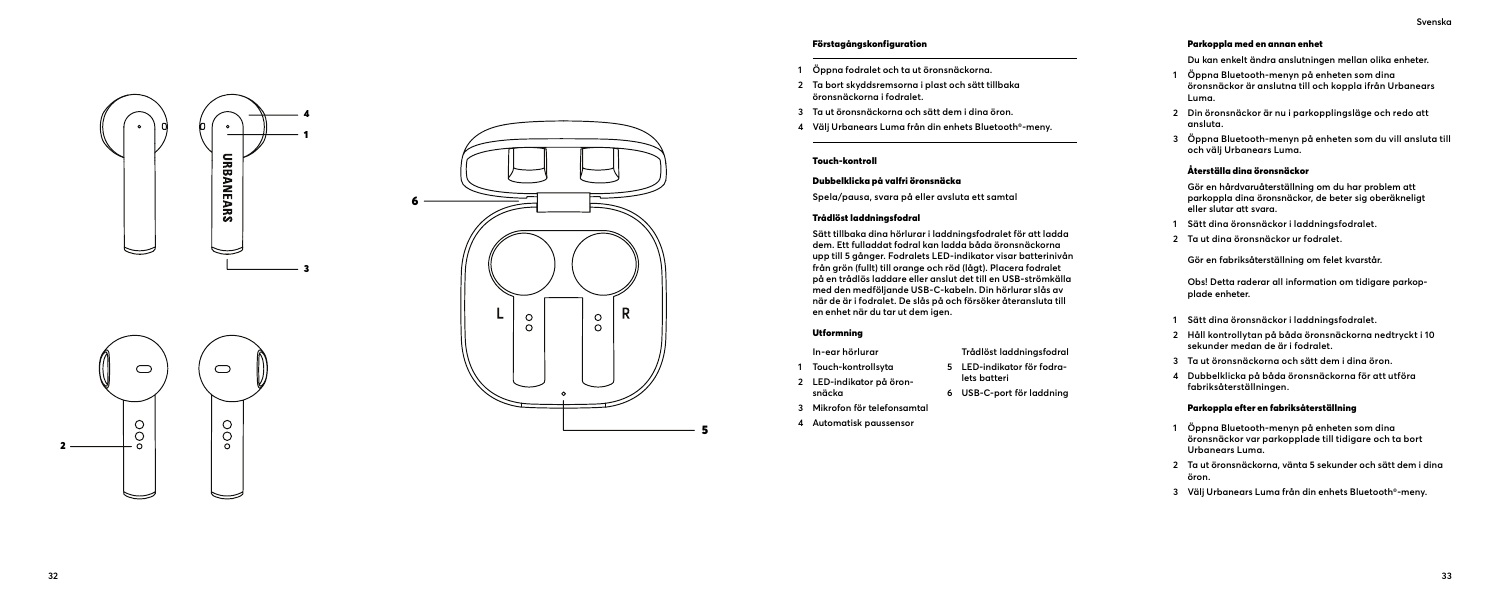## Förstagångskonfiguration

1. Öppna fodralet och ta ut öronsnäckorna.
2. Ta bort skyddsremsorna i plast och sätt tillbaka öronsnäckorna i fodralet.
3. Ta ut öronsnäckorna och sätt dem i dina öron.
4. Välj Urbanears Luma från din enhets Bluetooth®-meny.

## Touch-kontroll

### Dubbelklicka på valfri öronsnäcka

Spela/pausa, svara på eller avsluta ett samtal

### Trådlöst laddningsfodral

Sätt tillbaka dina hörlurar i laddningsfodralet för att ladda dem. Ett fulladdat fodral kan ladda båda öronsnäckorna upp till 5 gånger. Fodralets LED-indikator visar batterinivån från grön (fullt) till orange och röd (lågt). Placera fodralet på en trådlös laddare eller anslut det till en USB-strömkälla med den medföljande USB-C-kabeln. Din hörlurar slås av när de är i fodralet. De slås på och försöker återansluta till en enhet när du tar ut dem igen.

## Utformning

In-ear hörlurar

1. Touch-kontrollsyta
2. LED-indikator på öronsnäcka
3. Mikrofon för telefonsamtal
4. Automatisk paussensor

Trådlöst laddningsfodral

5. LED-indikator för fodralets batteri
6. USB-C-port för laddning

## Parkoppla med en annan enhet

Du kan enkelt ändra anslutningen mellan olika enheter.

1. Öppna Bluetooth-menyn på enheten som dina öronsnäckor är anslutna till och koppla ifrån Urbanears Luma.
2. Din öronsnäckor är nu i parkopplingsläge och redo att ansluta.
3. Öppna Bluetooth-menyn på enheten som du vill ansluta till och välj Urbanears Luma.

## Återställa dina öronsnäckor

Gör en hårdvaruåterställning om du har problem att parkoppla dina öronsnäckor, de beter sig oberäkneligt eller slutar att svara.

1. Sätt dina öronsnäckor i laddningsfodralet.
2. Ta ut dina öronsnäckor ur fodralet.

Gör en fabriksåterställning om felet kvarstår.

Obs! Detta raderar all information om tidigare parkopplade enheter.

1. Sätt dina öronsnäckor i laddningsfodralet.
2. Håll kontrollytan på båda öronsnäckorna nedtryckt i 10 sekunder medan de är i fodralet.
3. Ta ut öronsnäckorna och sätt dem i dina öron.
4. Dubbelklicka på båda öronsnäckorna för att utföra fabriksåterställningen.

## Parkoppla efter en fabriksåterställning

1. Öppna Bluetooth-menyn på enheten som dina öronsnäckor var parkopplade till tidigare och ta bort Urbanears Luma.
2. Ta ut öronsnäckorna, vänta 5 sekunder och sätt dem i dina öron.
3. Välj Urbanears Luma från din enhets Bluetooth®-meny.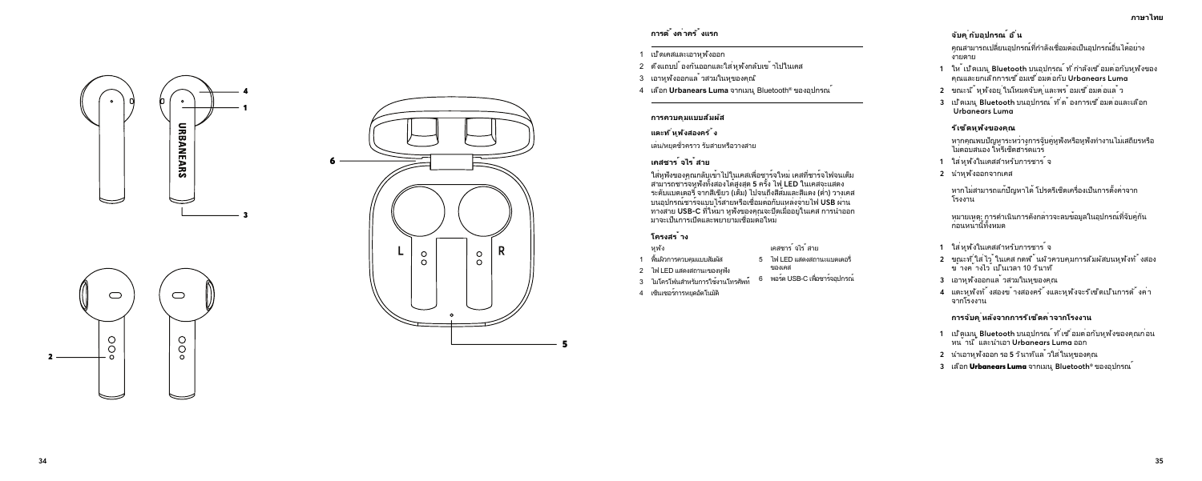## การตั้งค่าครั้งแรก

1 เปิดเคสและเอาหูฟังออก
2 ดึงแถบป้องกันออกและใส่หูฟังกลับเข้าไปในเคส
3 เอาหูฟังออกและสวมในหูของคุณ
4 เลือก **Urbanears Luma** จากเมนู Bluetooth® ของอุปกรณ์

## การควบคุมแบบสัมผัส

### แตะที่หูฟังสองครั้ง

เล่น/หยุดชั่วคราว รับสายหรือวางสาย

### เคสชาร์จไร้สาย

ใส่หูฟังของคุณกลับเข้าไปในเคสเพื่อชาร์จใหม่ เคสที่ชาร์จไฟจนเต็มสามารถชาร์จหูฟังทั้งสองได้สูงสุด 5 ครั้ง ไฟ LED ในเคสจะแสดงระดับแบตเตอรี่ จากสีเขียว (เต็ม) ไปจนถึงสีส้มและสีแดง (ต่ำ) วางเคสบนอุปกรณ์ชาร์จแบบไร้สายหรือเชื่อมต่อกับแหล่งจ่ายไฟ USB ผ่านทางสาย **USB-C** ที่ให้มา หูฟังของคุณจะปิดเมื่ออยู่ในเคส การนำออกมาจะเป็นการเปิดและพยายามเชื่อมต่อใหม่

### โครงสร้าง

หูฟัง

1 พื้นผิวการควบคุมแบบสัมผัส
2 ไฟ LED แสดงสถานะของหูฟัง
3 ไมโครโฟนสำหรับการใช้งานโทรศัพท์
4 เซ็นเซอร์การหยุดอัตโนมัติ

เคสชาร์จไร้สาย

5 ไฟ LED แสดงสถานะแบตเตอรี่ของเคส
6 พอร์ต USB-C เพื่อชาร์จอุปกรณ์

## จับคู่กับอุปกรณ์อื่น

คุณสามารถเปลี่ยนอุปกรณ์ที่กำลังเชื่อมต่อเป็นอุปกรณ์อื่นได้อย่างง่ายดาย

1 ให้เปิดเมนู **Bluetooth** บนอุปกรณ์ที่กำลังเชื่อมต่อกับหูฟังของคุณและยกเลิกการเชื่อมต่อกับ **Urbanears Luma**
2 ขณะนี้หูฟังอยู่ในโหมดจับคู่และพร้อมเชื่อมต่อแล้ว
3 เปิดเมนู **Bluetooth** บนอุปกรณ์ที่ต้องการเชื่อมต่อและเลือก **Urbanears Luma**

### รีเซ็ตหูฟังของคุณ

หากคุณพบปัญหาระหว่างการจับคู่หูฟังหรือหูฟังทำงานไม่เสถียรหรือไม่ตอบสนอง ให้รีเซ็ตชั่วคราว

1 ใส่หูฟังในเคสสำหรับการชาร์จ
2 นำหูฟังออกจากเคส

หากไม่สามารถแก้ปัญหาได้ โปรดรีเซ็ตเครื่องเป็นการตั้งค่าจากโรงงาน

หมายเหตุ: การดำเนินการดังกล่าวจะลบข้อมูลในอุปกรณ์ที่จับคู่กันก่อนหน้านี้ทั้งหมด

1 ใส่หูฟังในเคสสำหรับการชาร์จ
2 ขณะที่ใส่ไว้ในเคส กดพื้นผิวควบคุมการสัมผัสบนหูฟังทั้งสองข้างค้างไว้เป็นเวลา 10 วินาที
3 เอาหูฟังออกและสวมในหูของคุณ
4 แตะหูฟังทั้งสองข้างสองครั้งและหูฟังจะรีเซ็ตเป็นการตั้งค่าจากโรงงาน

### การจับคู่หลังจากการรีเซ็ตค่าจากโรงงาน

1 เปิดเมนู **Bluetooth** บนอุปกรณ์ที่เชื่อมต่อกับหูฟังของคุณก่อนหน้านี้ และนำเอา **Urbanears Luma** ออก
2 นำเอาหูฟังออก รอ 5 วินาทีแล้วใส่ในหูของคุณ
3 เลือก **Urbanears Luma** จากเมนู **Bluetooth®** ของอุปกรณ์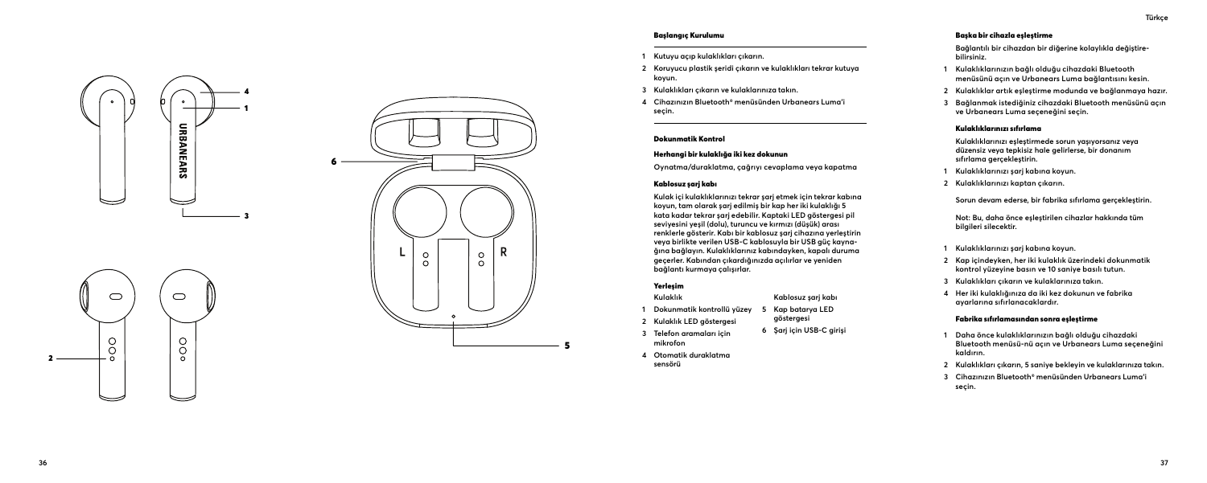## Başlangıç Kurulumu

1. Kutuyu açıp kulaklıkları çıkarın.
2. Koruyucu plastik şeridi çıkarın ve kulaklıkları tekrar kutuya koyun.
3. Kulaklıkları çıkarın ve kulaklarınıza takın.
4. Cihazınızın Bluetooth® menüsünden Urbanears Luma'i seçin.

## Dokunmatik Kontrol

### Herhangi bir kulaklığa iki kez dokunun

Oynatma/duraklatma, çağrıyı cevaplama veya kapatma

### Kablosuz şarj kabı

Kulak içi kulaklıklarınızı tekrar şarj etmek için tekrar kabına koyun, tam olarak şarj edilmiş bir kap her iki kulaklığı 5 kata kadar tekrar şarj edebilir. Kaptaki LED göstergesi pil seviyesini yeşil (dolu), turuncu ve kırmızı (düşük) arası renklerle gösterir. Kabı bir kablosuz şarj cihazına yerleştirin veya birlikte verilen USB-C kablosuyla bir USB güç kaynağına bağlayın. Kulaklıklarınız kabındayken, kapalı duruma geçerler. Kabından çıkardığınızda açılırlar ve yeniden bağlantı kurmaya çalışırlar.

### Yerleşim

Kulaklık

1. Dokunmatik kontrollü yüzey
2. Kulaklık LED göstergesi
3. Telefon aramaları için mikrofon
4. Otomatik duraklatma sensörü

Kablosuz şarj kabı

5. Kap batarya LED göstergesi
6. Şarj için USB-C girişi

### Başka bir cihazla eşleştirme

Bağlantılı bir cihazdan bir diğerine kolaylıkla değiştirebilirsiniz.

1. Kulaklıklarınızın bağlı olduğu cihazdaki Bluetooth menüsünü açın ve Urbanears Luma bağlantısını kesin.
2. Kulaklıklar artık eşleştirme modunda ve bağlanmaya hazır.
3. Bağlanmak istediğiniz cihazdaki Bluetooth menüsünü açın ve Urbanears Luma seçeneğini seçin.

### Kulaklıklarınızı sıfırlama

Kulaklıklarınızı eşleştirmede sorun yaşıyorsanız veya düzensiz veya tepkisiz hale gelirlerse, bir donanım sıfırlama gerçekleştirin.

1. Kulaklıklarınızı şarj kabına koyun.
2. Kulaklıklarınızı kaptan çıkarın.

Sorun devam ederse, bir fabrika sıfırlama gerçekleştirin.

Not: Bu, daha önce eşleştirilen cihazlar hakkında tüm bilgileri silecektir.

1. Kulaklıklarınızı şarj kabına koyun.
2. Kap içindeyken, her iki kulaklık üzerindeki dokunmatik kontrol yüzeyine basın ve 10 saniye basılı tutun.
3. Kulaklıkları çıkarın ve kulaklarınıza takın.
4. Her iki kulaklığınıza da iki kez dokunun ve fabrika ayarlarına sıfırlanacaklardır.

### Fabrika sıfırlamasından sonra eşleştirme

1. Daha önce kulaklıklarınızın bağlı olduğu cihazdaki Bluetooth menüsü-nü açın ve Urbanears Luma seçeneğini kaldırın.
2. Kulaklıkları çıkarın, 5 saniye bekleyin ve kulaklarınıza takın.
3. Cihazınızın Bluetooth® menüsünden Urbanears Luma'i seçin.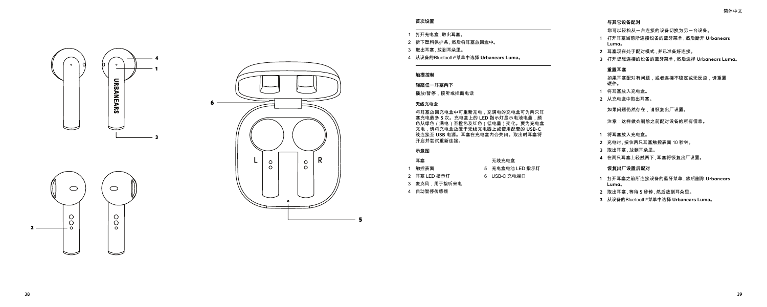### 首次设置

1 打开充电盒，取出耳塞。
2 拆下塑料保护条，然后将耳塞放回盒中。
3 取出耳塞，放到耳朵里。
4 从设备的Bluetooth®菜单中选择 **Urbanears Luma**。

### 触摸控制

**轻敲任一耳塞两下**

播放/暂停，接听或挂断电话

**无线充电盒**

将耳塞放回充电盒中可重新充电，充满电的充电盒可为两只耳塞充电最多 5 次。充电盒上的 LED 指示灯显示电池电量，颜色从绿色（满电）至橙色及红色（低电量）变化。要为充电盒充电，请将充电盒放置于无线充电器上或使用配套的 USB-C 线连接至 USB 电源。耳塞在充电盒内会关闭。取出时耳塞将开启并尝试重新连接。

### 示意图

**耳塞**

1 触控表面
2 耳塞 LED 指示灯
3 麦克风，用于接听来电
4 自动暂停传感器

**无线充电盒**

5 充电盒电池 LED 指示灯
6 USB-C 充电端口

### 与其它设备配对

您可以轻松从一台连接的设备切换为另一台设备。

1 打开耳塞当前所连接设备的蓝牙菜单，然后断开 Urbanears Luma。
2 耳塞现在处于配对模式，并已准备好连接。
3 打开您想连接的设备的蓝牙菜单，然后选择 Urbanears Luma。

### 重置耳塞

如果耳塞配对有问题，或者连接不稳定或无反应，请重置硬件。

1 将耳塞放入充电盒。
2 从充电盒中取出耳塞。

如果问题仍然存在，请恢复出厂设置。

注意：这样做会删除之前配对设备的所有信息。

1 将耳塞放入充电盒。
2 充电时，按住两只耳塞触控表面 10 秒钟。
3 取出耳塞，放到耳朵里。
4 在两只耳塞上轻触两下，耳塞将恢复出厂设置。

### 恢复出厂设置后配对

1 打开耳塞之前所连接设备的蓝牙菜单，然后删除 Urbanears Luma。
2 取出耳塞，等待 5 秒钟，然后放到耳朵里。
3 从设备的Bluetooth®菜单中选择 **Urbanears Luma**。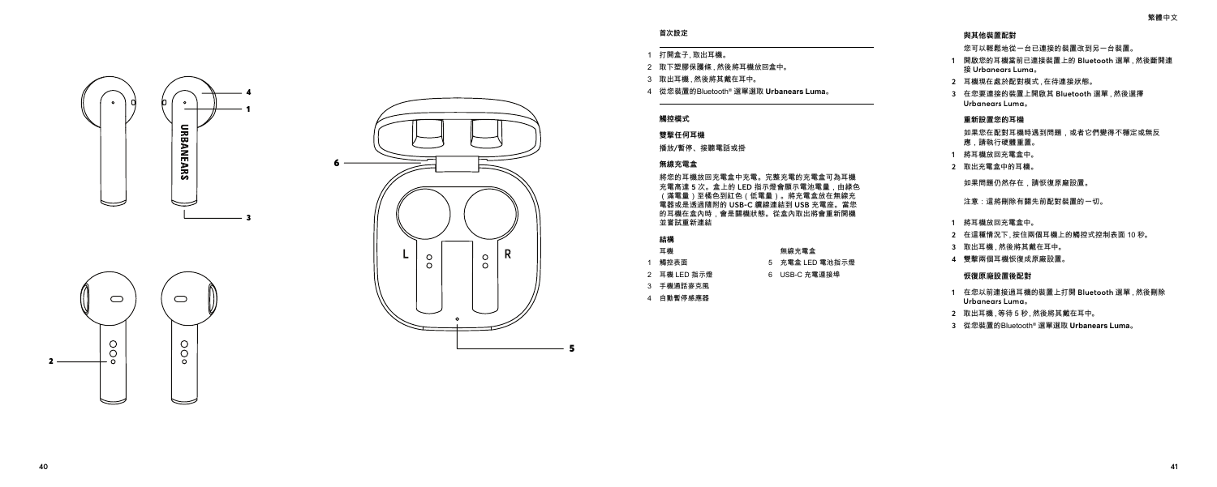### 首次設定

1 打開盒子，取出耳機。
2 取下塑膠保護條，然後將耳機放回盒中。
3 取出耳機，然後將其戴在耳中。
4 從您裝置的Bluetooth® 選單選取 **Urbanears Luma**。

### 觸控模式

#### 雙擊任何耳機

播放/暫停、接聽電話或掛

#### 無線充電盒

將您的耳機放回充電盒中充電。完整充電的充電盒可為耳機充電高達 5 次。盒上的 LED 指示燈會顯示電池電量，由綠色（滿電量）至橘色到紅色（低電量）。將充電盒放在無線充電器或是透過隨附的 USB-C 纜線連結到 USB 充電座。當您的耳機在盒內時，會是關機狀態。從盒內取出將會重新開機並嘗試重新連結

#### 結構

耳機
1 觸控表面
2 耳機 LED 指示燈
3 手機通話麥克風
4 自動暫停感應器

無線充電盒
5 充電盒 LED 電池指示燈
6 USB-C 充電連接埠

### 與其他裝置配對

您可以輕鬆地從一台已連接的裝置改到另一台裝置。

1 開啟您的耳機當前已連接裝置上的 Bluetooth 選單，然後斷開連接 Urbanears Luma。
2 耳機現在處於配對模式，在待連接狀態。
3 在您要連接的裝置上開啟其 Bluetooth 選單，然後選擇 Urbanears Luma。

### 重新設置您的耳機

如果您在配對耳機時遇到問題，或者它們變得不穩定或無反應，請執行硬體重置。

1 將耳機放回充電盒中。
2 取出充電盒中的耳機。

如果問題仍然存在，請恢復原廠設置。

注意：這將刪除有關先前配對裝置的一切。

1 將耳機放回充電盒中。
2 在這種情況下，按住兩個耳機上的觸控式控制表面 10 秒。
3 取出耳機，然後將其戴在耳中。
4 雙擊兩個耳機恢復成原廠設置。

### 恢復原廠設置後配對

1 在您以前連接過耳機的裝置上打開 Bluetooth 選單，然後刪除 Urbanears Luma。
2 取出耳機，等待 5 秒，然後將其戴在耳中。
3 從您裝置的Bluetooth® 選單選取 **Urbanears Luma**。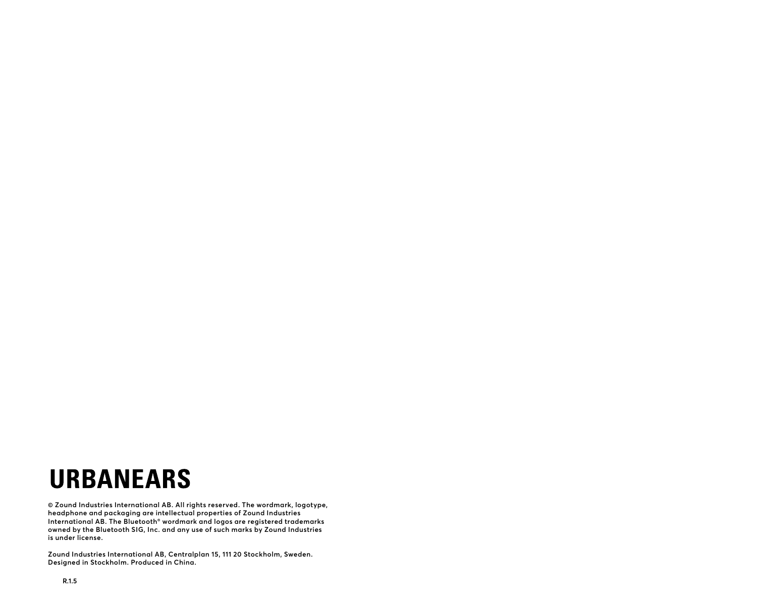# URBANEARS

© Zound Industries International AB. All rights reserved. The wordmark, logotype, headphone and packaging are intellectual properties of Zound Industries International AB. The Bluetooth® wordmark and logos are registered trademarks owned by the Bluetooth SIG, Inc. and any use of such marks by Zound Industries is under license.

Zound Industries International AB, Centralplan 15, 111 20 Stockholm, Sweden. Designed in Stockholm. Produced in China.

R.1.5